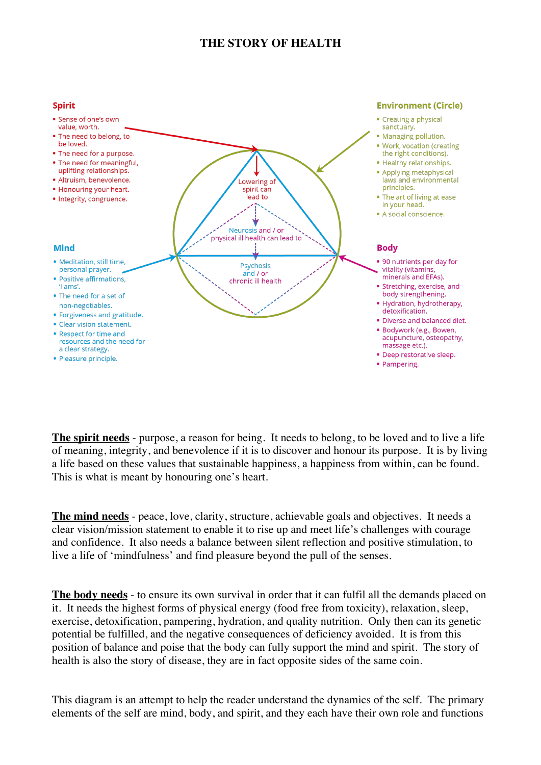# THE STORY OF HEALTH

**Spirit**

- Sense of one's own value, worth.
- The need to belong, to be loved.
- The need for a purpose.
- The need for meaningful, uplifting relationships.
- Altruism, benevolence.
- Honouring your heart.
- Integrity, congruence.

**Environment (Circle)**

- Creating a physical sanctuary.
- Managing pollution.
- Work, vocation (creating the right conditions).
- Healthy relationships.
- Applying metaphysical laws and environmental principles.
- The art of living at ease in your head.
- A social conscience.

Lowering of spirit can lead to

Neurosis and / or physical ill health can lead to

Psychosis and / or chronic ill health

**Mind**

- Meditation, still time, personal prayer.
- Positive affirmations, 'I ams'.
- The need for a set of non-negotiables.
- Forgiveness and gratitude.
- Clear vision statement.
- Respect for time and resources and the need for a clear strategy.
- Pleasure principle.

**Body**

- 90 nutrients per day for vitality (vitamins, minerals and EFAs).
- Stretching, exercise, and body strengthening.
- Hydration, hydrotherapy, detoxification.
- Diverse and balanced diet.
- Bodywork (e.g., Bowen, acupuncture, osteopathy, massage etc.).
- Deep restorative sleep.
- Pampering.

**<u>The spirit needs</u>** - purpose, a reason for being. It needs to belong, to be loved and to live a life of meaning, integrity, and benevolence if it is to discover and honour its purpose. It is by living a life based on these values that sustainable happiness, a happiness from within, can be found. This is what is meant by honouring one's heart.

**<u>The mind needs</u>** - peace, love, clarity, structure, achievable goals and objectives. It needs a clear vision/mission statement to enable it to rise up and meet life's challenges with courage and confidence. It also needs a balance between silent reflection and positive stimulation, to live a life of 'mindfulness' and find pleasure beyond the pull of the senses.

**<u>The body needs</u>** - to ensure its own survival in order that it can fulfil all the demands placed on it. It needs the highest forms of physical energy (food free from toxicity), relaxation, sleep, exercise, detoxification, pampering, hydration, and quality nutrition. Only then can its genetic potential be fulfilled, and the negative consequences of deficiency avoided. It is from this position of balance and poise that the body can fully support the mind and spirit. The story of health is also the story of disease, they are in fact opposite sides of the same coin.

This diagram is an attempt to help the reader understand the dynamics of the self. The primary elements of the self are mind, body, and spirit, and they each have their own role and functions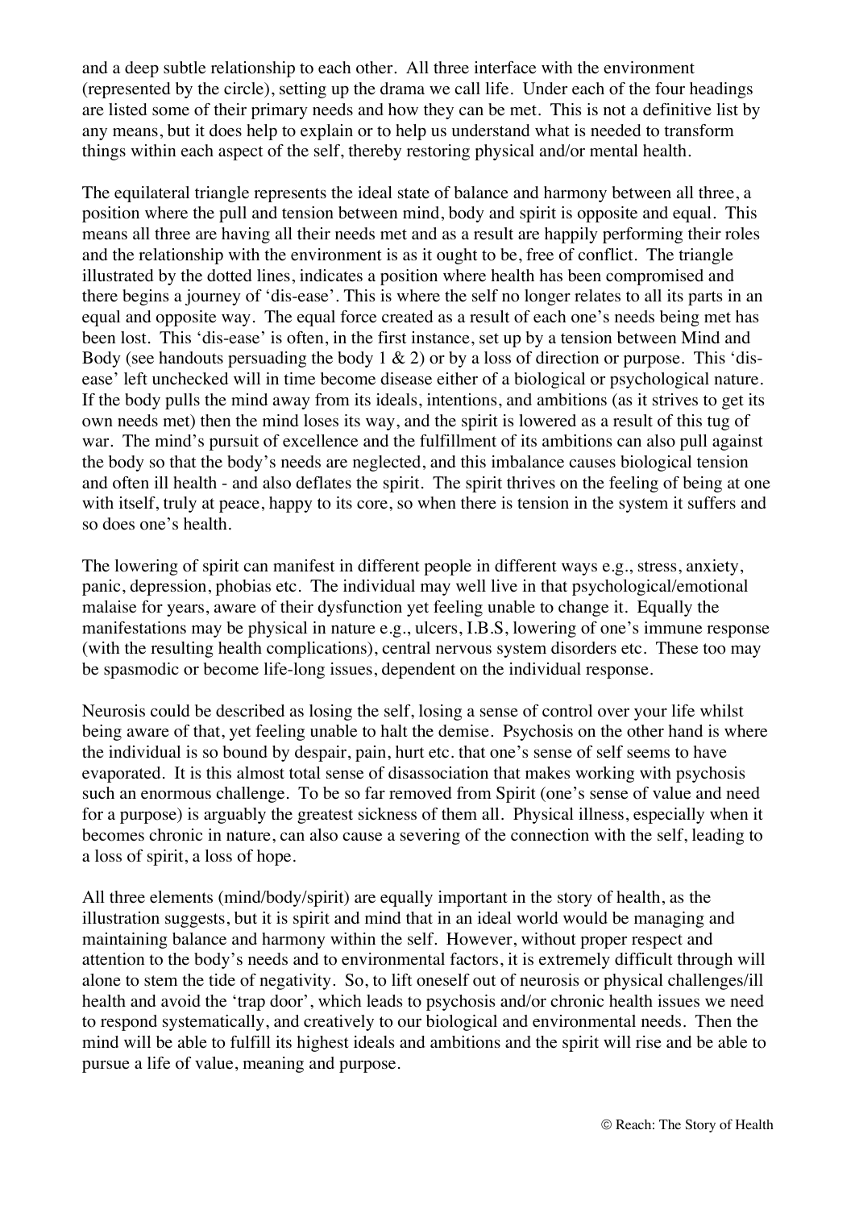and a deep subtle relationship to each other. All three interface with the environment (represented by the circle), setting up the drama we call life. Under each of the four headings are listed some of their primary needs and how they can be met. This is not a definitive list by any means, but it does help to explain or to help us understand what is needed to transform things within each aspect of the self, thereby restoring physical and/or mental health.

The equilateral triangle represents the ideal state of balance and harmony between all three, a position where the pull and tension between mind, body and spirit is opposite and equal. This means all three are having all their needs met and as a result are happily performing their roles and the relationship with the environment is as it ought to be, free of conflict. The triangle illustrated by the dotted lines, indicates a position where health has been compromised and there begins a journey of 'dis-ease'. This is where the self no longer relates to all its parts in an equal and opposite way. The equal force created as a result of each one's needs being met has been lost. This 'dis-ease' is often, in the first instance, set up by a tension between Mind and Body (see handouts persuading the body 1 & 2) or by a loss of direction or purpose. This 'dis-ease' left unchecked will in time become disease either of a biological or psychological nature. If the body pulls the mind away from its ideals, intentions, and ambitions (as it strives to get its own needs met) then the mind loses its way, and the spirit is lowered as a result of this tug of war. The mind's pursuit of excellence and the fulfillment of its ambitions can also pull against the body so that the body's needs are neglected, and this imbalance causes biological tension and often ill health - and also deflates the spirit. The spirit thrives on the feeling of being at one with itself, truly at peace, happy to its core, so when there is tension in the system it suffers and so does one's health.

The lowering of spirit can manifest in different people in different ways e.g., stress, anxiety, panic, depression, phobias etc. The individual may well live in that psychological/emotional malaise for years, aware of their dysfunction yet feeling unable to change it. Equally the manifestations may be physical in nature e.g., ulcers, I.B.S, lowering of one's immune response (with the resulting health complications), central nervous system disorders etc. These too may be spasmodic or become life-long issues, dependent on the individual response.

Neurosis could be described as losing the self, losing a sense of control over your life whilst being aware of that, yet feeling unable to halt the demise. Psychosis on the other hand is where the individual is so bound by despair, pain, hurt etc. that one's sense of self seems to have evaporated. It is this almost total sense of disassociation that makes working with psychosis such an enormous challenge. To be so far removed from Spirit (one's sense of value and need for a purpose) is arguably the greatest sickness of them all. Physical illness, especially when it becomes chronic in nature, can also cause a severing of the connection with the self, leading to a loss of spirit, a loss of hope.

All three elements (mind/body/spirit) are equally important in the story of health, as the illustration suggests, but it is spirit and mind that in an ideal world would be managing and maintaining balance and harmony within the self. However, without proper respect and attention to the body's needs and to environmental factors, it is extremely difficult through will alone to stem the tide of negativity. So, to lift oneself out of neurosis or physical challenges/ill health and avoid the 'trap door', which leads to psychosis and/or chronic health issues we need to respond systematically, and creatively to our biological and environmental needs. Then the mind will be able to fulfill its highest ideals and ambitions and the spirit will rise and be able to pursue a life of value, meaning and purpose.

© Reach: The Story of Health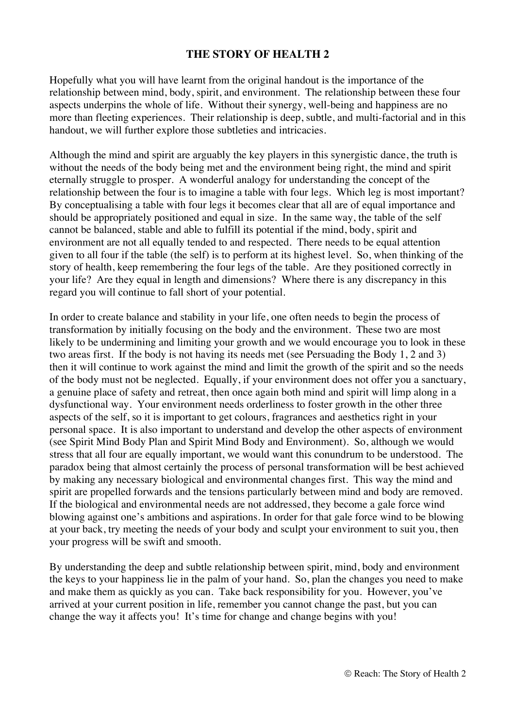# THE STORY OF HEALTH 2

Hopefully what you will have learnt from the original handout is the importance of the relationship between mind, body, spirit, and environment. The relationship between these four aspects underpins the whole of life. Without their synergy, well-being and happiness are no more than fleeting experiences. Their relationship is deep, subtle, and multi-factorial and in this handout, we will further explore those subtleties and intricacies.

Although the mind and spirit are arguably the key players in this synergistic dance, the truth is without the needs of the body being met and the environment being right, the mind and spirit eternally struggle to prosper. A wonderful analogy for understanding the concept of the relationship between the four is to imagine a table with four legs. Which leg is most important? By conceptualising a table with four legs it becomes clear that all are of equal importance and should be appropriately positioned and equal in size. In the same way, the table of the self cannot be balanced, stable and able to fulfill its potential if the mind, body, spirit and environment are not all equally tended to and respected. There needs to be equal attention given to all four if the table (the self) is to perform at its highest level. So, when thinking of the story of health, keep remembering the four legs of the table. Are they positioned correctly in your life? Are they equal in length and dimensions? Where there is any discrepancy in this regard you will continue to fall short of your potential.

In order to create balance and stability in your life, one often needs to begin the process of transformation by initially focusing on the body and the environment. These two are most likely to be undermining and limiting your growth and we would encourage you to look in these two areas first. If the body is not having its needs met (see Persuading the Body 1, 2 and 3) then it will continue to work against the mind and limit the growth of the spirit and so the needs of the body must not be neglected. Equally, if your environment does not offer you a sanctuary, a genuine place of safety and retreat, then once again both mind and spirit will limp along in a dysfunctional way. Your environment needs orderliness to foster growth in the other three aspects of the self, so it is important to get colours, fragrances and aesthetics right in your personal space. It is also important to understand and develop the other aspects of environment (see Spirit Mind Body Plan and Spirit Mind Body and Environment). So, although we would stress that all four are equally important, we would want this conundrum to be understood. The paradox being that almost certainly the process of personal transformation will be best achieved by making any necessary biological and environmental changes first. This way the mind and spirit are propelled forwards and the tensions particularly between mind and body are removed. If the biological and environmental needs are not addressed, they become a gale force wind blowing against one's ambitions and aspirations. In order for that gale force wind to be blowing at your back, try meeting the needs of your body and sculpt your environment to suit you, then your progress will be swift and smooth.

By understanding the deep and subtle relationship between spirit, mind, body and environment the keys to your happiness lie in the palm of your hand. So, plan the changes you need to make and make them as quickly as you can. Take back responsibility for you. However, you've arrived at your current position in life, remember you cannot change the past, but you can change the way it affects you! It's time for change and change begins with you!

© Reach: The Story of Health 2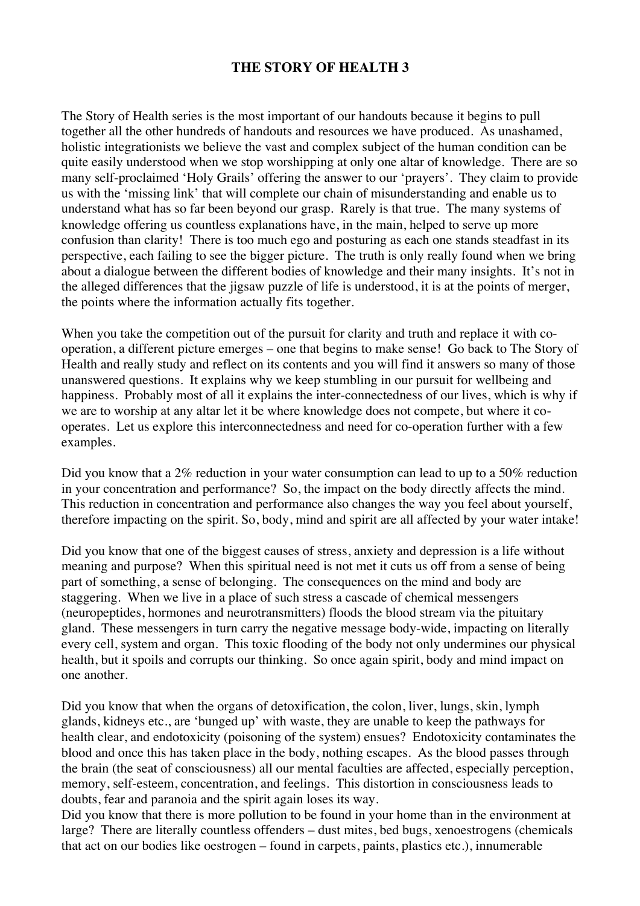**THE STORY OF HEALTH 3**

The Story of Health series is the most important of our handouts because it begins to pull together all the other hundreds of handouts and resources we have produced. As unashamed, holistic integrationists we believe the vast and complex subject of the human condition can be quite easily understood when we stop worshipping at only one altar of knowledge. There are so many self-proclaimed 'Holy Grails' offering the answer to our 'prayers'. They claim to provide us with the 'missing link' that will complete our chain of misunderstanding and enable us to understand what has so far been beyond our grasp. Rarely is that true. The many systems of knowledge offering us countless explanations have, in the main, helped to serve up more confusion than clarity! There is too much ego and posturing as each one stands steadfast in its perspective, each failing to see the bigger picture. The truth is only really found when we bring about a dialogue between the different bodies of knowledge and their many insights. It's not in the alleged differences that the jigsaw puzzle of life is understood, it is at the points of merger, the points where the information actually fits together.

When you take the competition out of the pursuit for clarity and truth and replace it with co-operation, a different picture emerges – one that begins to make sense! Go back to The Story of Health and really study and reflect on its contents and you will find it answers so many of those unanswered questions. It explains why we keep stumbling in our pursuit for wellbeing and happiness. Probably most of all it explains the inter-connectedness of our lives, which is why if we are to worship at any altar let it be where knowledge does not compete, but where it co-operates. Let us explore this interconnectedness and need for co-operation further with a few examples.

Did you know that a 2% reduction in your water consumption can lead to up to a 50% reduction in your concentration and performance? So, the impact on the body directly affects the mind. This reduction in concentration and performance also changes the way you feel about yourself, therefore impacting on the spirit. So, body, mind and spirit are all affected by your water intake!

Did you know that one of the biggest causes of stress, anxiety and depression is a life without meaning and purpose? When this spiritual need is not met it cuts us off from a sense of being part of something, a sense of belonging. The consequences on the mind and body are staggering. When we live in a place of such stress a cascade of chemical messengers (neuropeptides, hormones and neurotransmitters) floods the blood stream via the pituitary gland. These messengers in turn carry the negative message body-wide, impacting on literally every cell, system and organ. This toxic flooding of the body not only undermines our physical health, but it spoils and corrupts our thinking. So once again spirit, body and mind impact on one another.

Did you know that when the organs of detoxification, the colon, liver, lungs, skin, lymph glands, kidneys etc., are 'bunged up' with waste, they are unable to keep the pathways for health clear, and endotoxicity (poisoning of the system) ensues? Endotoxicity contaminates the blood and once this has taken place in the body, nothing escapes. As the blood passes through the brain (the seat of consciousness) all our mental faculties are affected, especially perception, memory, self-esteem, concentration, and feelings. This distortion in consciousness leads to doubts, fear and paranoia and the spirit again loses its way.

Did you know that there is more pollution to be found in your home than in the environment at large? There are literally countless offenders – dust mites, bed bugs, xenoestrogens (chemicals that act on our bodies like oestrogen – found in carpets, paints, plastics etc.), innumerable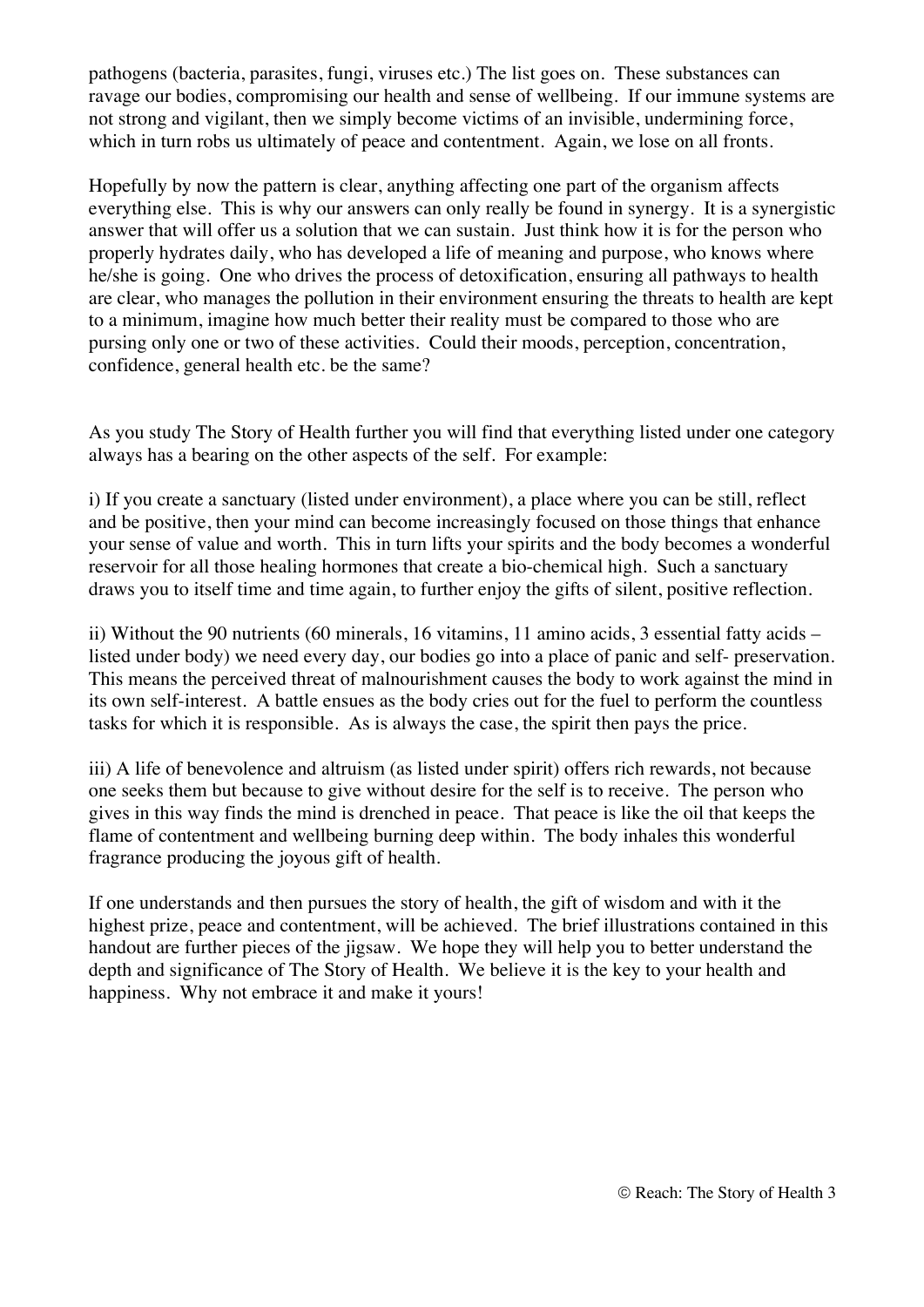pathogens (bacteria, parasites, fungi, viruses etc.) The list goes on. These substances can ravage our bodies, compromising our health and sense of wellbeing. If our immune systems are not strong and vigilant, then we simply become victims of an invisible, undermining force, which in turn robs us ultimately of peace and contentment. Again, we lose on all fronts.

Hopefully by now the pattern is clear, anything affecting one part of the organism affects everything else. This is why our answers can only really be found in synergy. It is a synergistic answer that will offer us a solution that we can sustain. Just think how it is for the person who properly hydrates daily, who has developed a life of meaning and purpose, who knows where he/she is going. One who drives the process of detoxification, ensuring all pathways to health are clear, who manages the pollution in their environment ensuring the threats to health are kept to a minimum, imagine how much better their reality must be compared to those who are pursing only one or two of these activities. Could their moods, perception, concentration, confidence, general health etc. be the same?

As you study The Story of Health further you will find that everything listed under one category always has a bearing on the other aspects of the self. For example:

i) If you create a sanctuary (listed under environment), a place where you can be still, reflect and be positive, then your mind can become increasingly focused on those things that enhance your sense of value and worth. This in turn lifts your spirits and the body becomes a wonderful reservoir for all those healing hormones that create a bio-chemical high. Such a sanctuary draws you to itself time and time again, to further enjoy the gifts of silent, positive reflection.

ii) Without the 90 nutrients (60 minerals, 16 vitamins, 11 amino acids, 3 essential fatty acids – listed under body) we need every day, our bodies go into a place of panic and self- preservation. This means the perceived threat of malnourishment causes the body to work against the mind in its own self-interest. A battle ensues as the body cries out for the fuel to perform the countless tasks for which it is responsible. As is always the case, the spirit then pays the price.

iii) A life of benevolence and altruism (as listed under spirit) offers rich rewards, not because one seeks them but because to give without desire for the self is to receive. The person who gives in this way finds the mind is drenched in peace. That peace is like the oil that keeps the flame of contentment and wellbeing burning deep within. The body inhales this wonderful fragrance producing the joyous gift of health.

If one understands and then pursues the story of health, the gift of wisdom and with it the highest prize, peace and contentment, will be achieved. The brief illustrations contained in this handout are further pieces of the jigsaw. We hope they will help you to better understand the depth and significance of The Story of Health. We believe it is the key to your health and happiness. Why not embrace it and make it yours!